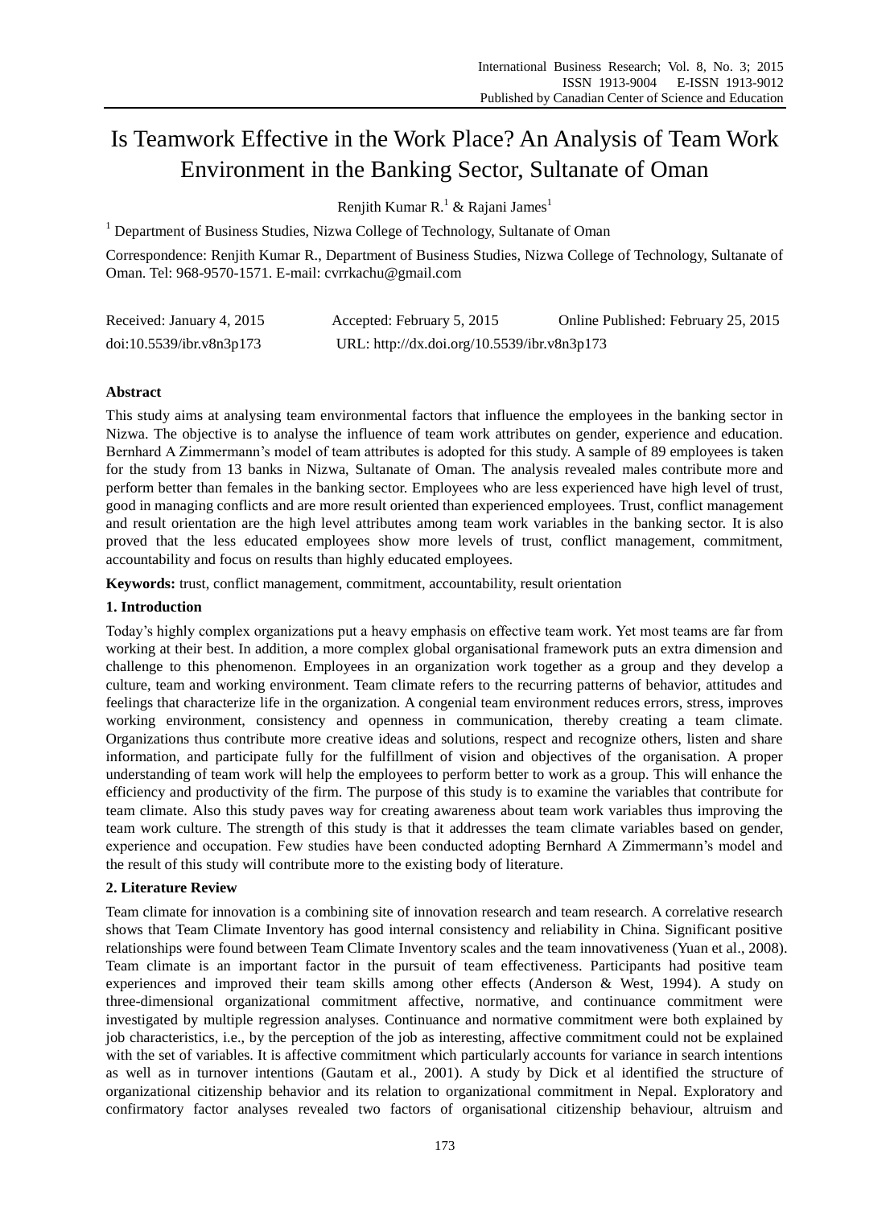# Is Teamwork Effective in the Work Place? An Analysis of Team Work Environment in the Banking Sector, Sultanate of Oman

Renjith Kumar R.[1] & Rajani James[1]

[1] Department of Business Studies, Nizwa College of Technology, Sultanate of Oman

Correspondence: Renjith Kumar R., Department of Business Studies, Nizwa College of Technology, Sultanate of Oman. Tel: 968-9570-1571. E-mail: cvrrkachu@gmail.com

Received: January 4, 2015 Accepted: February 5, 2015 Online Published: February 25, 2015

doi:10.5539/ibr.v8n3p173 URL: http://dx.doi.org/10.5539/ibr.v8n3p173

## Abstract

This study aims at analysing team environmental factors that influence the employees in the banking sector in Nizwa. The objective is to analyse the influence of team work attributes on gender, experience and education. Bernhard A Zimmermann's model of team attributes is adopted for this study. A sample of 89 employees is taken for the study from 13 banks in Nizwa, Sultanate of Oman. The analysis revealed males contribute more and perform better than females in the banking sector. Employees who are less experienced have high level of trust, good in managing conflicts and are more result oriented than experienced employees. Trust, conflict management and result orientation are the high level attributes among team work variables in the banking sector. It is also proved that the less educated employees show more levels of trust, conflict management, commitment, accountability and focus on results than highly educated employees.

**Keywords:** trust, conflict management, commitment, accountability, result orientation

## 1. Introduction

Today's highly complex organizations put a heavy emphasis on effective team work. Yet most teams are far from working at their best. In addition, a more complex global organisational framework puts an extra dimension and challenge to this phenomenon. Employees in an organization work together as a group and they develop a culture, team and working environment. Team climate refers to the recurring patterns of behavior, attitudes and feelings that characterize life in the organization. A congenial team environment reduces errors, stress, improves working environment, consistency and openness in communication, thereby creating a team climate. Organizations thus contribute more creative ideas and solutions, respect and recognize others, listen and share information, and participate fully for the fulfillment of vision and objectives of the organisation. A proper understanding of team work will help the employees to perform better to work as a group. This will enhance the efficiency and productivity of the firm. The purpose of this study is to examine the variables that contribute for team climate. Also this study paves way for creating awareness about team work variables thus improving the team work culture. The strength of this study is that it addresses the team climate variables based on gender, experience and occupation. Few studies have been conducted adopting Bernhard A Zimmermann's model and the result of this study will contribute more to the existing body of literature.

## 2. Literature Review

Team climate for innovation is a combining site of innovation research and team research. A correlative research shows that Team Climate Inventory has good internal consistency and reliability in China. Significant positive relationships were found between Team Climate Inventory scales and the team innovativeness (Yuan et al., 2008). Team climate is an important factor in the pursuit of team effectiveness. Participants had positive team experiences and improved their team skills among other effects (Anderson & West, 1994). A study on three-dimensional organizational commitment affective, normative, and continuance commitment were investigated by multiple regression analyses. Continuance and normative commitment were both explained by job characteristics, i.e., by the perception of the job as interesting, affective commitment could not be explained with the set of variables. It is affective commitment which particularly accounts for variance in search intentions as well as in turnover intentions (Gautam et al., 2001). A study by Dick et al identified the structure of organizational citizenship behavior and its relation to organizational commitment in Nepal. Exploratory and confirmatory factor analyses revealed two factors of organisational citizenship behaviour, altruism and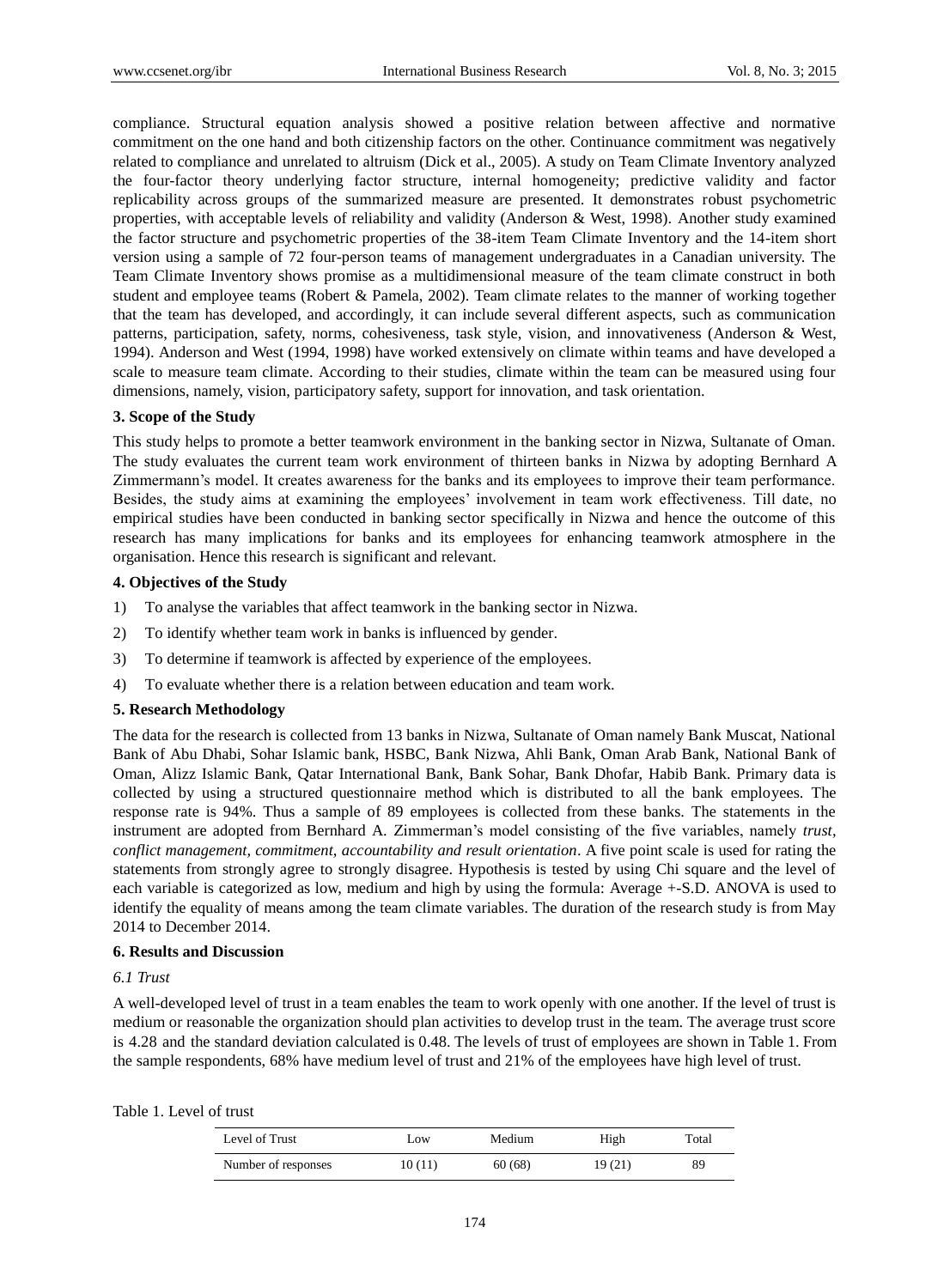compliance. Structural equation analysis showed a positive relation between affective and normative commitment on the one hand and both citizenship factors on the other. Continuance commitment was negatively related to compliance and unrelated to altruism (Dick et al., 2005). A study on Team Climate Inventory analyzed the four-factor theory underlying factor structure, internal homogeneity; predictive validity and factor replicability across groups of the summarized measure are presented. It demonstrates robust psychometric properties, with acceptable levels of reliability and validity (Anderson & West, 1998). Another study examined the factor structure and psychometric properties of the 38-item Team Climate Inventory and the 14-item short version using a sample of 72 four-person teams of management undergraduates in a Canadian university. The Team Climate Inventory shows promise as a multidimensional measure of the team climate construct in both student and employee teams (Robert & Pamela, 2002). Team climate relates to the manner of working together that the team has developed, and accordingly, it can include several different aspects, such as communication patterns, participation, safety, norms, cohesiveness, task style, vision, and innovativeness (Anderson & West, 1994). Anderson and West (1994, 1998) have worked extensively on climate within teams and have developed a scale to measure team climate. According to their studies, climate within the team can be measured using four dimensions, namely, vision, participatory safety, support for innovation, and task orientation.

## 3. Scope of the Study

This study helps to promote a better teamwork environment in the banking sector in Nizwa, Sultanate of Oman. The study evaluates the current team work environment of thirteen banks in Nizwa by adopting Bernhard A Zimmermann's model. It creates awareness for the banks and its employees to improve their team performance. Besides, the study aims at examining the employees' involvement in team work effectiveness. Till date, no empirical studies have been conducted in banking sector specifically in Nizwa and hence the outcome of this research has many implications for banks and its employees for enhancing teamwork atmosphere in the organisation. Hence this research is significant and relevant.

## 4. Objectives of the Study

1) To analyse the variables that affect teamwork in the banking sector in Nizwa.
2) To identify whether team work in banks is influenced by gender.
3) To determine if teamwork is affected by experience of the employees.
4) To evaluate whether there is a relation between education and team work.

## 5. Research Methodology

The data for the research is collected from 13 banks in Nizwa, Sultanate of Oman namely Bank Muscat, National Bank of Abu Dhabi, Sohar Islamic bank, HSBC, Bank Nizwa, Ahli Bank, Oman Arab Bank, National Bank of Oman, Alizz Islamic Bank, Qatar International Bank, Bank Sohar, Bank Dhofar, Habib Bank. Primary data is collected by using a structured questionnaire method which is distributed to all the bank employees. The response rate is 94%. Thus a sample of 89 employees is collected from these banks. The statements in the instrument are adopted from Bernhard A. Zimmerman's model consisting of the five variables, namely *trust, conflict management, commitment, accountability and result orientation*. A five point scale is used for rating the statements from strongly agree to strongly disagree. Hypothesis is tested by using Chi square and the level of each variable is categorized as low, medium and high by using the formula: Average +-S.D. ANOVA is used to identify the equality of means among the team climate variables. The duration of the research study is from May 2014 to December 2014.

## 6. Results and Discussion

### *6.1 Trust*

A well-developed level of trust in a team enables the team to work openly with one another. If the level of trust is medium or reasonable the organization should plan activities to develop trust in the team. The average trust score is 4.28 and the standard deviation calculated is 0.48. The levels of trust of employees are shown in Table 1. From the sample respondents, 68% have medium level of trust and 21% of the employees have high level of trust.

Table 1. Level of trust

| Level of Trust | Low | Medium | High | Total |
|---|---|---|---|---|
| Number of responses | 10 (11) | 60 (68) | 19 (21) | 89 |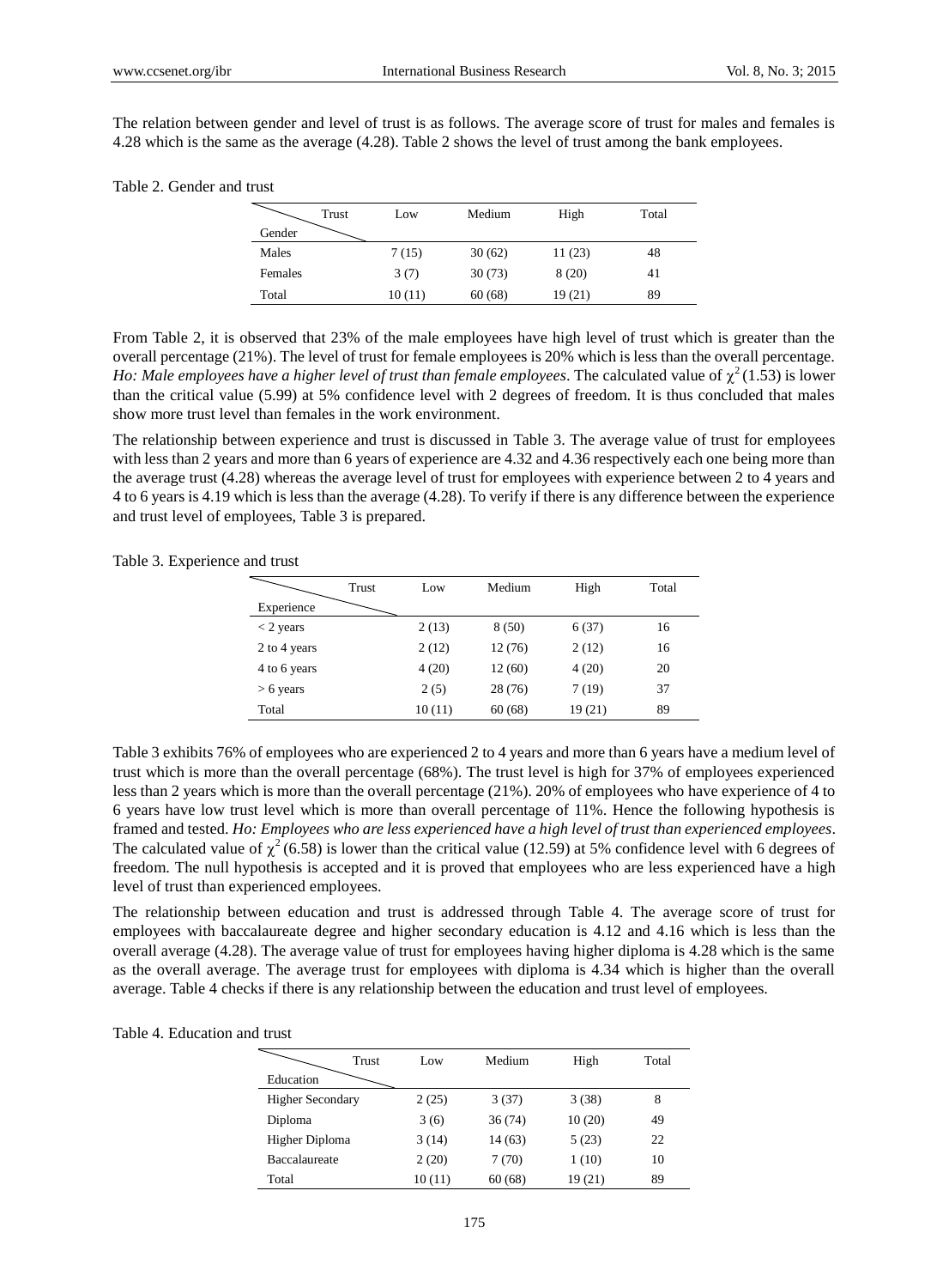The relation between gender and level of trust is as follows. The average score of trust for males and females is 4.28 which is the same as the average (4.28). Table 2 shows the level of trust among the bank employees.

Table 2. Gender and trust

| Gender \ Trust | Low | Medium | High | Total |
|---|---|---|---|---|
| Males | 7 (15) | 30 (62) | 11 (23) | 48 |
| Females | 3 (7) | 30 (73) | 8 (20) | 41 |
| Total | 10 (11) | 60 (68) | 19 (21) | 89 |

From Table 2, it is observed that 23% of the male employees have high level of trust which is greater than the overall percentage (21%). The level of trust for female employees is 20% which is less than the overall percentage. *Ho: Male employees have a higher level of trust than female employees*. The calculated value of $\chi^2$ (1.53) is lower than the critical value (5.99) at 5% confidence level with 2 degrees of freedom. It is thus concluded that males show more trust level than females in the work environment.

The relationship between experience and trust is discussed in Table 3. The average value of trust for employees with less than 2 years and more than 6 years of experience are 4.32 and 4.36 respectively each one being more than the average trust (4.28) whereas the average level of trust for employees with experience between 2 to 4 years and 4 to 6 years is 4.19 which is less than the average (4.28). To verify if there is any difference between the experience and trust level of employees, Table 3 is prepared.

Table 3. Experience and trust

| Experience \ Trust | Low | Medium | High | Total |
|---|---|---|---|---|
| < 2 years | 2 (13) | 8 (50) | 6 (37) | 16 |
| 2 to 4 years | 2 (12) | 12 (76) | 2 (12) | 16 |
| 4 to 6 years | 4 (20) | 12 (60) | 4 (20) | 20 |
| > 6 years | 2 (5) | 28 (76) | 7 (19) | 37 |
| Total | 10 (11) | 60 (68) | 19 (21) | 89 |

Table 3 exhibits 76% of employees who are experienced 2 to 4 years and more than 6 years have a medium level of trust which is more than the overall percentage (68%). The trust level is high for 37% of employees experienced less than 2 years which is more than the overall percentage (21%). 20% of employees who have experience of 4 to 6 years have low trust level which is more than overall percentage of 11%. Hence the following hypothesis is framed and tested. *Ho: Employees who are less experienced have a high level of trust than experienced employees*. The calculated value of $\chi^2$ (6.58) is lower than the critical value (12.59) at 5% confidence level with 6 degrees of freedom. The null hypothesis is accepted and it is proved that employees who are less experienced have a high level of trust than experienced employees.

The relationship between education and trust is addressed through Table 4. The average score of trust for employees with baccalaureate degree and higher secondary education is 4.12 and 4.16 which is less than the overall average (4.28). The average value of trust for employees having higher diploma is 4.28 which is the same as the overall average. The average trust for employees with diploma is 4.34 which is higher than the overall average. Table 4 checks if there is any relationship between the education and trust level of employees.

Table 4. Education and trust

| Education \ Trust | Low | Medium | High | Total |
|---|---|---|---|---|
| Higher Secondary | 2 (25) | 3 (37) | 3 (38) | 8 |
| Diploma | 3 (6) | 36 (74) | 10 (20) | 49 |
| Higher Diploma | 3 (14) | 14 (63) | 5 (23) | 22 |
| Baccalaureate | 2 (20) | 7 (70) | 1 (10) | 10 |
| Total | 10 (11) | 60 (68) | 19 (21) | 89 |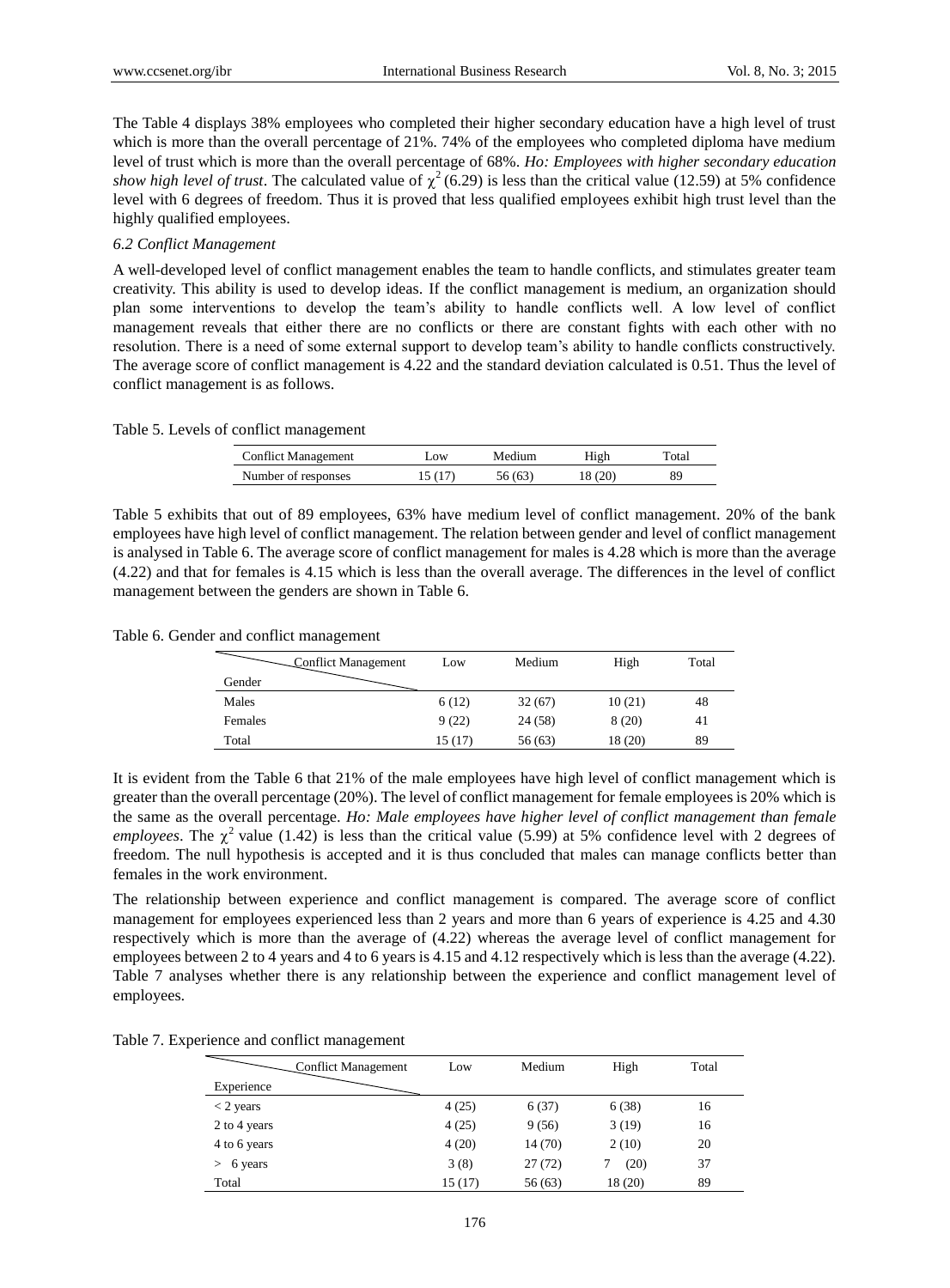The Table 4 displays 38% employees who completed their higher secondary education have a high level of trust which is more than the overall percentage of 21%. 74% of the employees who completed diploma have medium level of trust which is more than the overall percentage of 68%. *Ho: Employees with higher secondary education show high level of trust*. The calculated value of $\chi^2$ (6.29) is less than the critical value (12.59) at 5% confidence level with 6 degrees of freedom. Thus it is proved that less qualified employees exhibit high trust level than the highly qualified employees.

### *6.2 Conflict Management*

A well-developed level of conflict management enables the team to handle conflicts, and stimulates greater team creativity. This ability is used to develop ideas. If the conflict management is medium, an organization should plan some interventions to develop the team's ability to handle conflicts well. A low level of conflict management reveals that either there are no conflicts or there are constant fights with each other with no resolution. There is a need of some external support to develop team's ability to handle conflicts constructively. The average score of conflict management is 4.22 and the standard deviation calculated is 0.51. Thus the level of conflict management is as follows.

Table 5. Levels of conflict management

| Conflict Management | Low | Medium | High | Total |
|---|---|---|---|---|
| Number of responses | 15 (17) | 56 (63) | 18 (20) | 89 |

Table 5 exhibits that out of 89 employees, 63% have medium level of conflict management. 20% of the bank employees have high level of conflict management. The relation between gender and level of conflict management is analysed in Table 6. The average score of conflict management for males is 4.28 which is more than the average (4.22) and that for females is 4.15 which is less than the overall average. The differences in the level of conflict management between the genders are shown in Table 6.

Table 6. Gender and conflict management

| Gender \ Conflict Management | Low | Medium | High | Total |
|---|---|---|---|---|
| Males | 6 (12) | 32 (67) | 10 (21) | 48 |
| Females | 9 (22) | 24 (58) | 8 (20) | 41 |
| Total | 15 (17) | 56 (63) | 18 (20) | 89 |

It is evident from the Table 6 that 21% of the male employees have high level of conflict management which is greater than the overall percentage (20%). The level of conflict management for female employees is 20% which is the same as the overall percentage. *Ho: Male employees have higher level of conflict management than female employees*. The $\chi^2$ value (1.42) is less than the critical value (5.99) at 5% confidence level with 2 degrees of freedom. The null hypothesis is accepted and it is thus concluded that males can manage conflicts better than females in the work environment.

The relationship between experience and conflict management is compared. The average score of conflict management for employees experienced less than 2 years and more than 6 years of experience is 4.25 and 4.30 respectively which is more than the average of (4.22) whereas the average level of conflict management for employees between 2 to 4 years and 4 to 6 years is 4.15 and 4.12 respectively which is less than the average (4.22). Table 7 analyses whether there is any relationship between the experience and conflict management level of employees.

Table 7. Experience and conflict management

| Experience \ Conflict Management | Low | Medium | High | Total |
|---|---|---|---|---|
| < 2 years | 4 (25) | 6 (37) | 6 (38) | 16 |
| 2 to 4 years | 4 (25) | 9 (56) | 3 (19) | 16 |
| 4 to 6 years | 4 (20) | 14 (70) | 2 (10) | 20 |
| > 6 years | 3 (8) | 27 (72) | 7 (20) | 37 |
| Total | 15 (17) | 56 (63) | 18 (20) | 89 |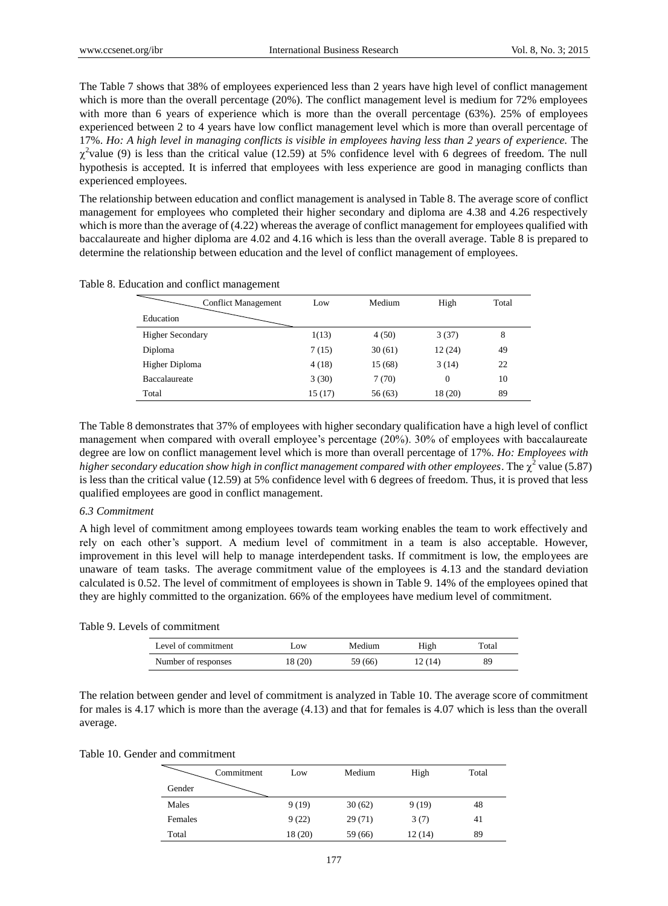The Table 7 shows that 38% of employees experienced less than 2 years have high level of conflict management which is more than the overall percentage (20%). The conflict management level is medium for 72% employees with more than 6 years of experience which is more than the overall percentage (63%). 25% of employees experienced between 2 to 4 years have low conflict management level which is more than overall percentage of 17%. *Ho: A high level in managing conflicts is visible in employees having less than 2 years of experience.* The $\chi^2$value (9) is less than the critical value (12.59) at 5% confidence level with 6 degrees of freedom. The null hypothesis is accepted. It is inferred that employees with less experience are good in managing conflicts than experienced employees.

The relationship between education and conflict management is analysed in Table 8. The average score of conflict management for employees who completed their higher secondary and diploma are 4.38 and 4.26 respectively which is more than the average of (4.22) whereas the average of conflict management for employees qualified with baccalaureate and higher diploma are 4.02 and 4.16 which is less than the overall average. Table 8 is prepared to determine the relationship between education and the level of conflict management of employees.

Table 8. Education and conflict management

| Education \ Conflict Management | Low | Medium | High | Total |
|---|---|---|---|---|
| Higher Secondary | 1(13) | 4 (50) | 3 (37) | 8 |
| Diploma | 7 (15) | 30 (61) | 12 (24) | 49 |
| Higher Diploma | 4 (18) | 15 (68) | 3 (14) | 22 |
| Baccalaureate | 3 (30) | 7 (70) | 0 | 10 |
| Total | 15 (17) | 56 (63) | 18 (20) | 89 |

The Table 8 demonstrates that 37% of employees with higher secondary qualification have a high level of conflict management when compared with overall employee's percentage (20%). 30% of employees with baccalaureate degree are low on conflict management level which is more than overall percentage of 17%. *Ho: Employees with higher secondary education show high in conflict management compared with other employees*. The $\chi^2$ value (5.87) is less than the critical value (12.59) at 5% confidence level with 6 degrees of freedom. Thus, it is proved that less qualified employees are good in conflict management.

### *6.3 Commitment*

A high level of commitment among employees towards team working enables the team to work effectively and rely on each other's support. A medium level of commitment in a team is also acceptable. However, improvement in this level will help to manage interdependent tasks. If commitment is low, the employees are unaware of team tasks. The average commitment value of the employees is 4.13 and the standard deviation calculated is 0.52. The level of commitment of employees is shown in Table 9. 14% of the employees opined that they are highly committed to the organization. 66% of the employees have medium level of commitment.

Table 9. Levels of commitment

| Level of commitment | Low | Medium | High | Total |
|---|---|---|---|---|
| Number of responses | 18 (20) | 59 (66) | 12 (14) | 89 |

The relation between gender and level of commitment is analyzed in Table 10. The average score of commitment for males is 4.17 which is more than the average (4.13) and that for females is 4.07 which is less than the overall average.

Table 10. Gender and commitment

| Gender \ Commitment | Low | Medium | High | Total |
|---|---|---|---|---|
| Males | 9 (19) | 30 (62) | 9 (19) | 48 |
| Females | 9 (22) | 29 (71) | 3 (7) | 41 |
| Total | 18 (20) | 59 (66) | 12 (14) | 89 |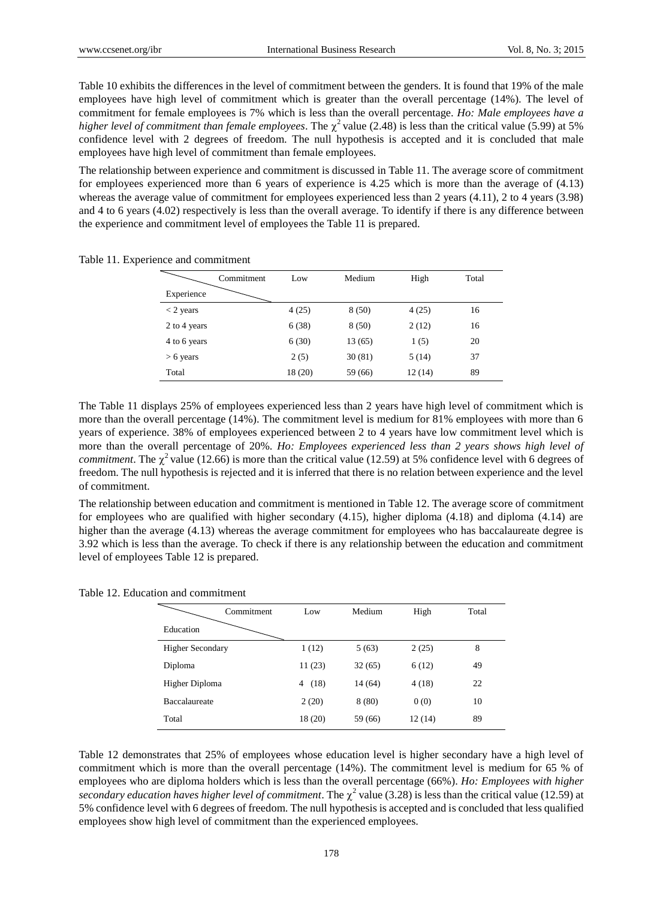Table 10 exhibits the differences in the level of commitment between the genders. It is found that 19% of the male employees have high level of commitment which is greater than the overall percentage (14%). The level of commitment for female employees is 7% which is less than the overall percentage. *Ho: Male employees have a higher level of commitment than female employees*. The $\chi^2$ value (2.48) is less than the critical value (5.99) at 5% confidence level with 2 degrees of freedom. The null hypothesis is accepted and it is concluded that male employees have high level of commitment than female employees.

The relationship between experience and commitment is discussed in Table 11. The average score of commitment for employees experienced more than 6 years of experience is 4.25 which is more than the average of (4.13) whereas the average value of commitment for employees experienced less than 2 years (4.11), 2 to 4 years (3.98) and 4 to 6 years (4.02) respectively is less than the overall average. To identify if there is any difference between the experience and commitment level of employees the Table 11 is prepared.

Table 11. Experience and commitment

| Experience \ Commitment | Low | Medium | High | Total |
|---|---|---|---|---|
| < 2 years | 4 (25) | 8 (50) | 4 (25) | 16 |
| 2 to 4 years | 6 (38) | 8 (50) | 2 (12) | 16 |
| 4 to 6 years | 6 (30) | 13 (65) | 1 (5) | 20 |
| > 6 years | 2 (5) | 30 (81) | 5 (14) | 37 |
| Total | 18 (20) | 59 (66) | 12 (14) | 89 |

The Table 11 displays 25% of employees experienced less than 2 years have high level of commitment which is more than the overall percentage (14%). The commitment level is medium for 81% employees with more than 6 years of experience. 38% of employees experienced between 2 to 4 years have low commitment level which is more than the overall percentage of 20%. *Ho: Employees experienced less than 2 years shows high level of commitment*. The $\chi^2$ value (12.66) is more than the critical value (12.59) at 5% confidence level with 6 degrees of freedom. The null hypothesis is rejected and it is inferred that there is no relation between experience and the level of commitment.

The relationship between education and commitment is mentioned in Table 12. The average score of commitment for employees who are qualified with higher secondary (4.15), higher diploma (4.18) and diploma (4.14) are higher than the average (4.13) whereas the average commitment for employees who has baccalaureate degree is 3.92 which is less than the average. To check if there is any relationship between the education and commitment level of employees Table 12 is prepared.

Table 12. Education and commitment

| Education \ Commitment | Low | Medium | High | Total |
|---|---|---|---|---|
| Higher Secondary | 1 (12) | 5 (63) | 2 (25) | 8 |
| Diploma | 11 (23) | 32 (65) | 6 (12) | 49 |
| Higher Diploma | 4 (18) | 14 (64) | 4 (18) | 22 |
| Baccalaureate | 2 (20) | 8 (80) | 0 (0) | 10 |
| Total | 18 (20) | 59 (66) | 12 (14) | 89 |

Table 12 demonstrates that 25% of employees whose education level is higher secondary have a high level of commitment which is more than the overall percentage (14%). The commitment level is medium for 65 % of employees who are diploma holders which is less than the overall percentage (66%). *Ho: Employees with higher secondary education haves higher level of commitment*. The $\chi^2$ value (3.28) is less than the critical value (12.59) at 5% confidence level with 6 degrees of freedom. The null hypothesis is accepted and is concluded that less qualified employees show high level of commitment than the experienced employees.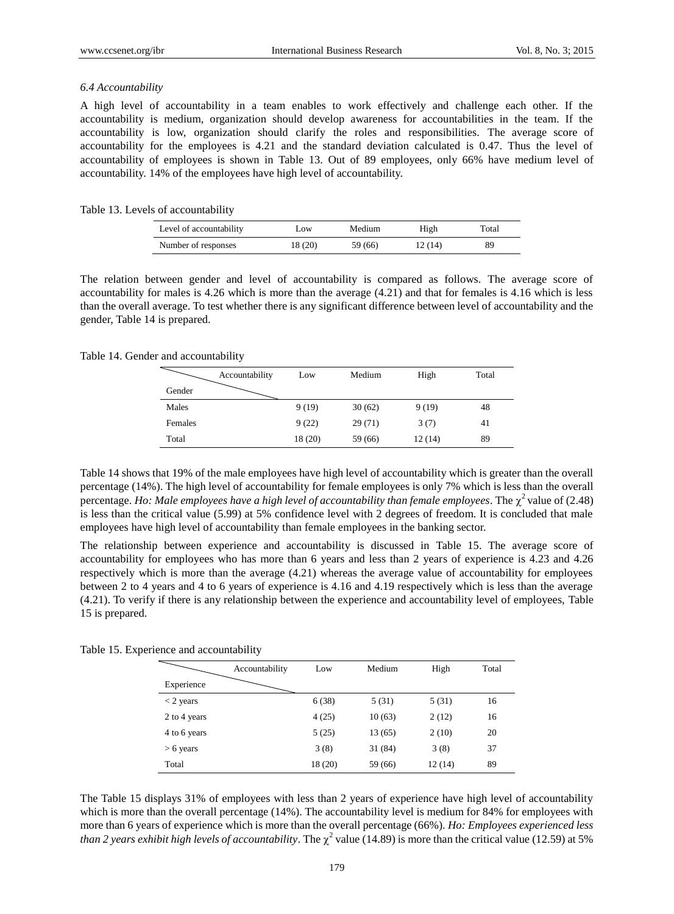### 6.4 Accountability

A high level of accountability in a team enables to work effectively and challenge each other. If the accountability is medium, organization should develop awareness for accountabilities in the team. If the accountability is low, organization should clarify the roles and responsibilities. The average score of accountability for the employees is 4.21 and the standard deviation calculated is 0.47. Thus the level of accountability of employees is shown in Table 13. Out of 89 employees, only 66% have medium level of accountability. 14% of the employees have high level of accountability.

Table 13. Levels of accountability

| Level of accountability | Low | Medium | High | Total |
|---|---|---|---|---|
| Number of responses | 18 (20) | 59 (66) | 12 (14) | 89 |

The relation between gender and level of accountability is compared as follows. The average score of accountability for males is 4.26 which is more than the average (4.21) and that for females is 4.16 which is less than the overall average. To test whether there is any significant difference between level of accountability and the gender, Table 14 is prepared.

Table 14. Gender and accountability

| Gender \ Accountability | Low | Medium | High | Total |
|---|---|---|---|---|
| Males | 9 (19) | 30 (62) | 9 (19) | 48 |
| Females | 9 (22) | 29 (71) | 3 (7) | 41 |
| Total | 18 (20) | 59 (66) | 12 (14) | 89 |

Table 14 shows that 19% of the male employees have high level of accountability which is greater than the overall percentage (14%). The high level of accountability for female employees is only 7% which is less than the overall percentage. *Ho: Male employees have a high level of accountability than female employees*. The $\chi^2$ value of (2.48) is less than the critical value (5.99) at 5% confidence level with 2 degrees of freedom. It is concluded that male employees have high level of accountability than female employees in the banking sector.

The relationship between experience and accountability is discussed in Table 15. The average score of accountability for employees who has more than 6 years and less than 2 years of experience is 4.23 and 4.26 respectively which is more than the average (4.21) whereas the average value of accountability for employees between 2 to 4 years and 4 to 6 years of experience is 4.16 and 4.19 respectively which is less than the average (4.21). To verify if there is any relationship between the experience and accountability level of employees, Table 15 is prepared.

Table 15. Experience and accountability

| Experience \ Accountability | Low | Medium | High | Total |
|---|---|---|---|---|
| < 2 years | 6 (38) | 5 (31) | 5 (31) | 16 |
| 2 to 4 years | 4 (25) | 10 (63) | 2 (12) | 16 |
| 4 to 6 years | 5 (25) | 13 (65) | 2 (10) | 20 |
| > 6 years | 3 (8) | 31 (84) | 3 (8) | 37 |
| Total | 18 (20) | 59 (66) | 12 (14) | 89 |

The Table 15 displays 31% of employees with less than 2 years of experience have high level of accountability which is more than the overall percentage (14%). The accountability level is medium for 84% for employees with more than 6 years of experience which is more than the overall percentage (66%). *Ho: Employees experienced less than 2 years exhibit high levels of accountability*. The $\chi^2$ value (14.89) is more than the critical value (12.59) at 5%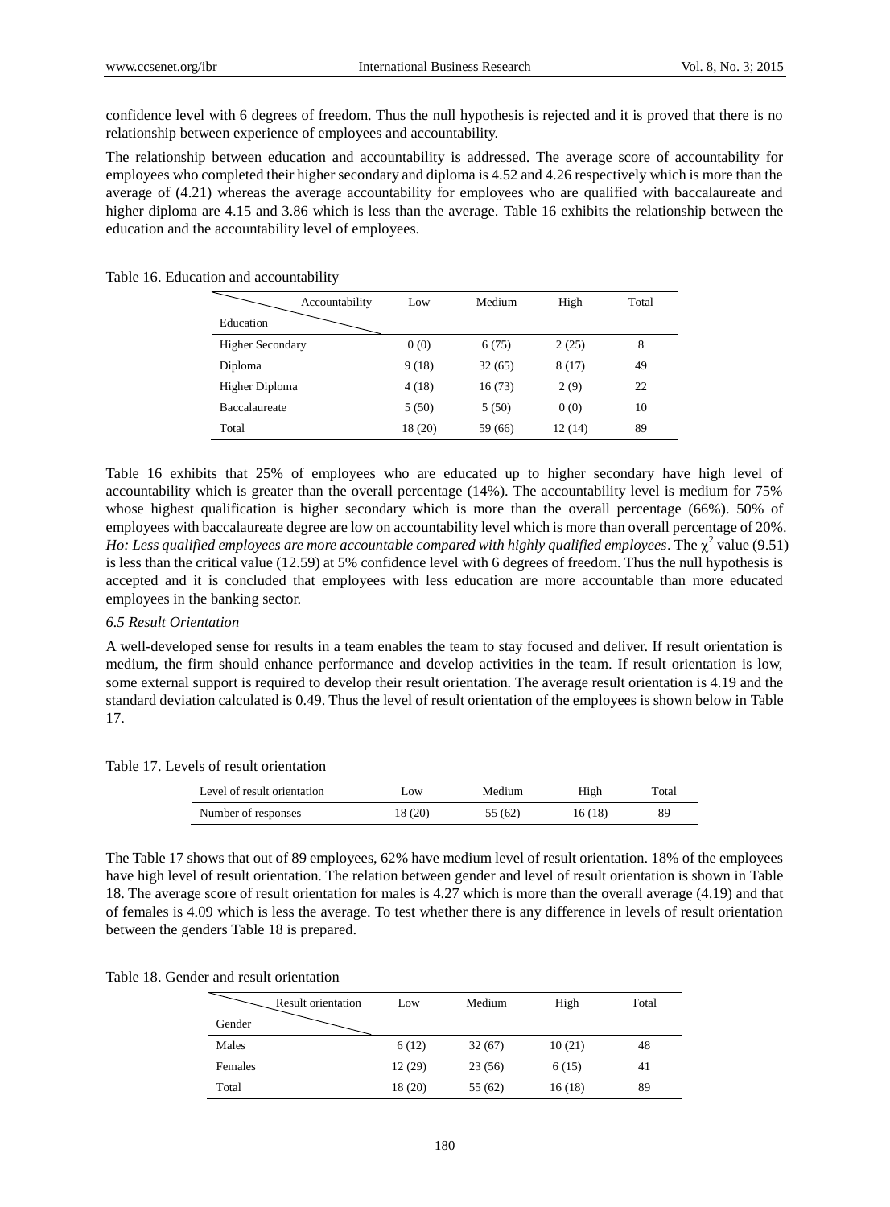confidence level with 6 degrees of freedom. Thus the null hypothesis is rejected and it is proved that there is no relationship between experience of employees and accountability.

The relationship between education and accountability is addressed. The average score of accountability for employees who completed their higher secondary and diploma is 4.52 and 4.26 respectively which is more than the average of (4.21) whereas the average accountability for employees who are qualified with baccalaureate and higher diploma are 4.15 and 3.86 which is less than the average. Table 16 exhibits the relationship between the education and the accountability level of employees.

Table 16. Education and accountability

| Education \ Accountability | Low | Medium | High | Total |
|---|---|---|---|---|
| Higher Secondary | 0 (0) | 6 (75) | 2 (25) | 8 |
| Diploma | 9 (18) | 32 (65) | 8 (17) | 49 |
| Higher Diploma | 4 (18) | 16 (73) | 2 (9) | 22 |
| Baccalaureate | 5 (50) | 5 (50) | 0 (0) | 10 |
| Total | 18 (20) | 59 (66) | 12 (14) | 89 |

Table 16 exhibits that 25% of employees who are educated up to higher secondary have high level of accountability which is greater than the overall percentage (14%). The accountability level is medium for 75% whose highest qualification is higher secondary which is more than the overall percentage (66%). 50% of employees with baccalaureate degree are low on accountability level which is more than overall percentage of 20%. *Ho: Less qualified employees are more accountable compared with highly qualified employees*. The $\chi^2$ value (9.51) is less than the critical value (12.59) at 5% confidence level with 6 degrees of freedom. Thus the null hypothesis is accepted and it is concluded that employees with less education are more accountable than more educated employees in the banking sector.

*6.5 Result Orientation*

A well-developed sense for results in a team enables the team to stay focused and deliver. If result orientation is medium, the firm should enhance performance and develop activities in the team. If result orientation is low, some external support is required to develop their result orientation. The average result orientation is 4.19 and the standard deviation calculated is 0.49. Thus the level of result orientation of the employees is shown below in Table 17.

Table 17. Levels of result orientation

| Level of result orientation | Low | Medium | High | Total |
|---|---|---|---|---|
| Number of responses | 18 (20) | 55 (62) | 16 (18) | 89 |

The Table 17 shows that out of 89 employees, 62% have medium level of result orientation. 18% of the employees have high level of result orientation. The relation between gender and level of result orientation is shown in Table 18. The average score of result orientation for males is 4.27 which is more than the overall average (4.19) and that of females is 4.09 which is less the average. To test whether there is any difference in levels of result orientation between the genders Table 18 is prepared.

Table 18. Gender and result orientation

| Gender \ Result orientation | Low | Medium | High | Total |
|---|---|---|---|---|
| Males | 6 (12) | 32 (67) | 10 (21) | 48 |
| Females | 12 (29) | 23 (56) | 6 (15) | 41 |
| Total | 18 (20) | 55 (62) | 16 (18) | 89 |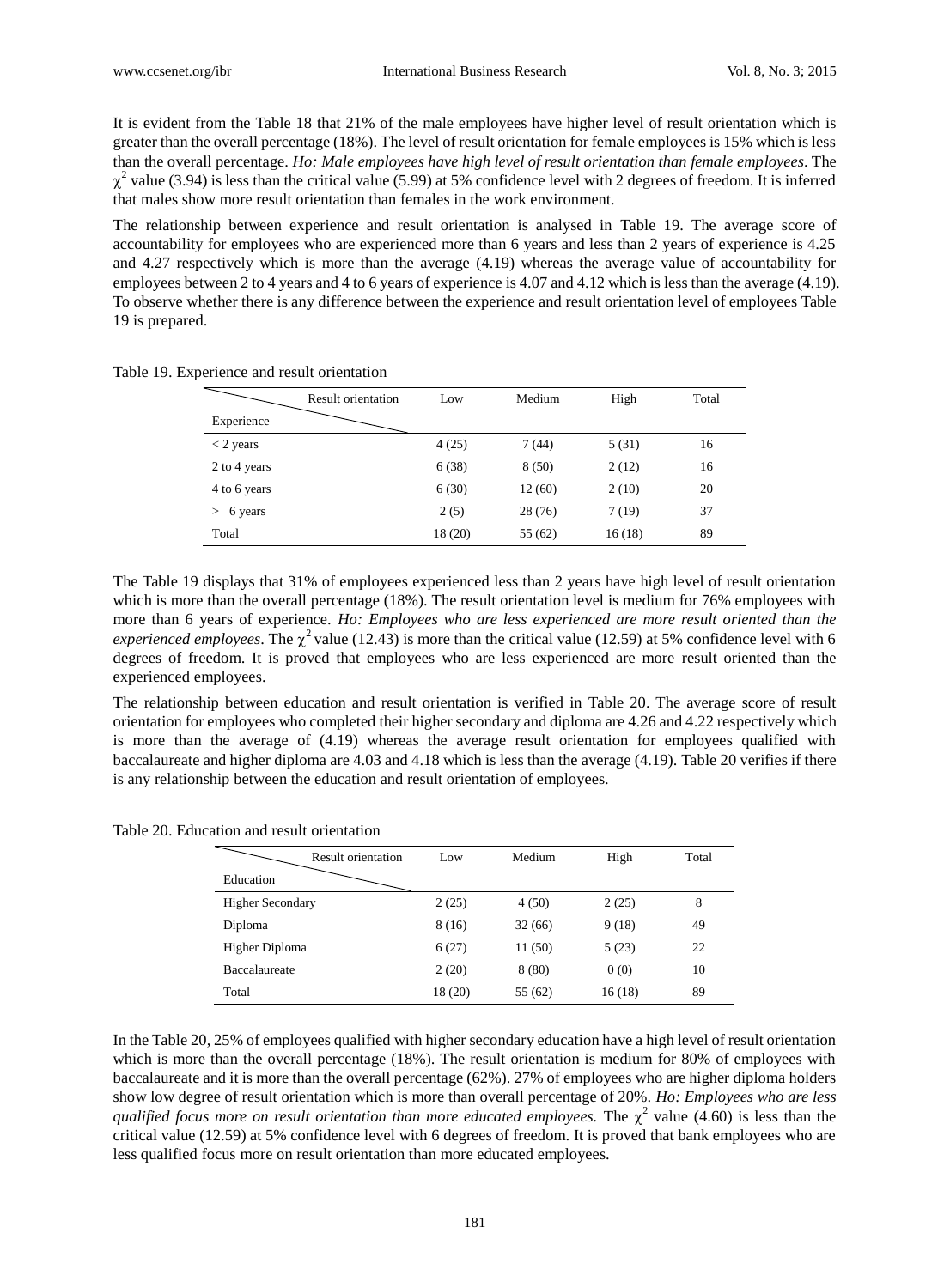It is evident from the Table 18 that 21% of the male employees have higher level of result orientation which is greater than the overall percentage (18%). The level of result orientation for female employees is 15% which is less than the overall percentage. *Ho: Male employees have high level of result orientation than female employees*. The $\chi^2$ value (3.94) is less than the critical value (5.99) at 5% confidence level with 2 degrees of freedom. It is inferred that males show more result orientation than females in the work environment.

The relationship between experience and result orientation is analysed in Table 19. The average score of accountability for employees who are experienced more than 6 years and less than 2 years of experience is 4.25 and 4.27 respectively which is more than the average (4.19) whereas the average value of accountability for employees between 2 to 4 years and 4 to 6 years of experience is 4.07 and 4.12 which is less than the average (4.19). To observe whether there is any difference between the experience and result orientation level of employees Table 19 is prepared.

Table 19. Experience and result orientation

| Experience \ Result orientation | Low | Medium | High | Total |
|---|---|---|---|---|
| < 2 years | 4 (25) | 7 (44) | 5 (31) | 16 |
| 2 to 4 years | 6 (38) | 8 (50) | 2 (12) | 16 |
| 4 to 6 years | 6 (30) | 12 (60) | 2 (10) | 20 |
| > 6 years | 2 (5) | 28 (76) | 7 (19) | 37 |
| Total | 18 (20) | 55 (62) | 16 (18) | 89 |

The Table 19 displays that 31% of employees experienced less than 2 years have high level of result orientation which is more than the overall percentage (18%). The result orientation level is medium for 76% employees with more than 6 years of experience. *Ho: Employees who are less experienced are more result oriented than the experienced employees*. The $\chi^2$ value (12.43) is more than the critical value (12.59) at 5% confidence level with 6 degrees of freedom. It is proved that employees who are less experienced are more result oriented than the experienced employees.

The relationship between education and result orientation is verified in Table 20. The average score of result orientation for employees who completed their higher secondary and diploma are 4.26 and 4.22 respectively which is more than the average of (4.19) whereas the average result orientation for employees qualified with baccalaureate and higher diploma are 4.03 and 4.18 which is less than the average (4.19). Table 20 verifies if there is any relationship between the education and result orientation of employees.

Table 20. Education and result orientation

| Education \ Result orientation | Low | Medium | High | Total |
|---|---|---|---|---|
| Higher Secondary | 2 (25) | 4 (50) | 2 (25) | 8 |
| Diploma | 8 (16) | 32 (66) | 9 (18) | 49 |
| Higher Diploma | 6 (27) | 11 (50) | 5 (23) | 22 |
| Baccalaureate | 2 (20) | 8 (80) | 0 (0) | 10 |
| Total | 18 (20) | 55 (62) | 16 (18) | 89 |

In the Table 20, 25% of employees qualified with higher secondary education have a high level of result orientation which is more than the overall percentage (18%). The result orientation is medium for 80% of employees with baccalaureate and it is more than the overall percentage (62%). 27% of employees who are higher diploma holders show low degree of result orientation which is more than overall percentage of 20%. *Ho: Employees who are less qualified focus more on result orientation than more educated employees.* The $\chi^2$ value (4.60) is less than the critical value (12.59) at 5% confidence level with 6 degrees of freedom. It is proved that bank employees who are less qualified focus more on result orientation than more educated employees.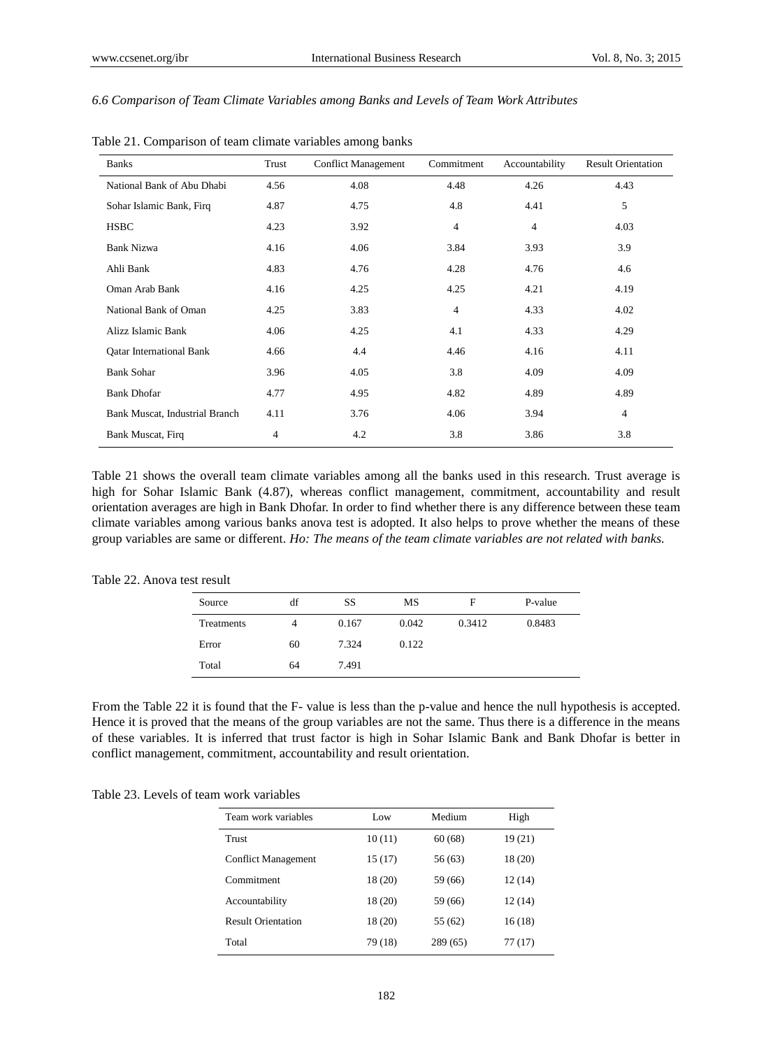*6.6 Comparison of Team Climate Variables among Banks and Levels of Team Work Attributes*

Table 21. Comparison of team climate variables among banks

| Banks | Trust | Conflict Management | Commitment | Accountability | Result Orientation |
|---|---|---|---|---|---|
| National Bank of Abu Dhabi | 4.56 | 4.08 | 4.48 | 4.26 | 4.43 |
| Sohar Islamic Bank, Firq | 4.87 | 4.75 | 4.8 | 4.41 | 5 |
| HSBC | 4.23 | 3.92 | 4 | 4 | 4.03 |
| Bank Nizwa | 4.16 | 4.06 | 3.84 | 3.93 | 3.9 |
| Ahli Bank | 4.83 | 4.76 | 4.28 | 4.76 | 4.6 |
| Oman Arab Bank | 4.16 | 4.25 | 4.25 | 4.21 | 4.19 |
| National Bank of Oman | 4.25 | 3.83 | 4 | 4.33 | 4.02 |
| Alizz Islamic Bank | 4.06 | 4.25 | 4.1 | 4.33 | 4.29 |
| Qatar International Bank | 4.66 | 4.4 | 4.46 | 4.16 | 4.11 |
| Bank Sohar | 3.96 | 4.05 | 3.8 | 4.09 | 4.09 |
| Bank Dhofar | 4.77 | 4.95 | 4.82 | 4.89 | 4.89 |
| Bank Muscat, Industrial Branch | 4.11 | 3.76 | 4.06 | 3.94 | 4 |
| Bank Muscat, Firq | 4 | 4.2 | 3.8 | 3.86 | 3.8 |

Table 21 shows the overall team climate variables among all the banks used in this research. Trust average is high for Sohar Islamic Bank (4.87), whereas conflict management, commitment, accountability and result orientation averages are high in Bank Dhofar. In order to find whether there is any difference between these team climate variables among various banks anova test is adopted. It also helps to prove whether the means of these group variables are same or different. *Ho: The means of the team climate variables are not related with banks.*

Table 22. Anova test result

| Source | df | SS | MS | F | P-value |
|---|---|---|---|---|---|
| Treatments | 4 | 0.167 | 0.042 | 0.3412 | 0.8483 |
| Error | 60 | 7.324 | 0.122 | | |
| Total | 64 | 7.491 | | | |

From the Table 22 it is found that the F- value is less than the p-value and hence the null hypothesis is accepted. Hence it is proved that the means of the group variables are not the same. Thus there is a difference in the means of these variables. It is inferred that trust factor is high in Sohar Islamic Bank and Bank Dhofar is better in conflict management, commitment, accountability and result orientation.

Table 23. Levels of team work variables

| Team work variables | Low | Medium | High |
|---|---|---|---|
| Trust | 10 (11) | 60 (68) | 19 (21) |
| Conflict Management | 15 (17) | 56 (63) | 18 (20) |
| Commitment | 18 (20) | 59 (66) | 12 (14) |
| Accountability | 18 (20) | 59 (66) | 12 (14) |
| Result Orientation | 18 (20) | 55 (62) | 16 (18) |
| Total | 79 (18) | 289 (65) | 77 (17) |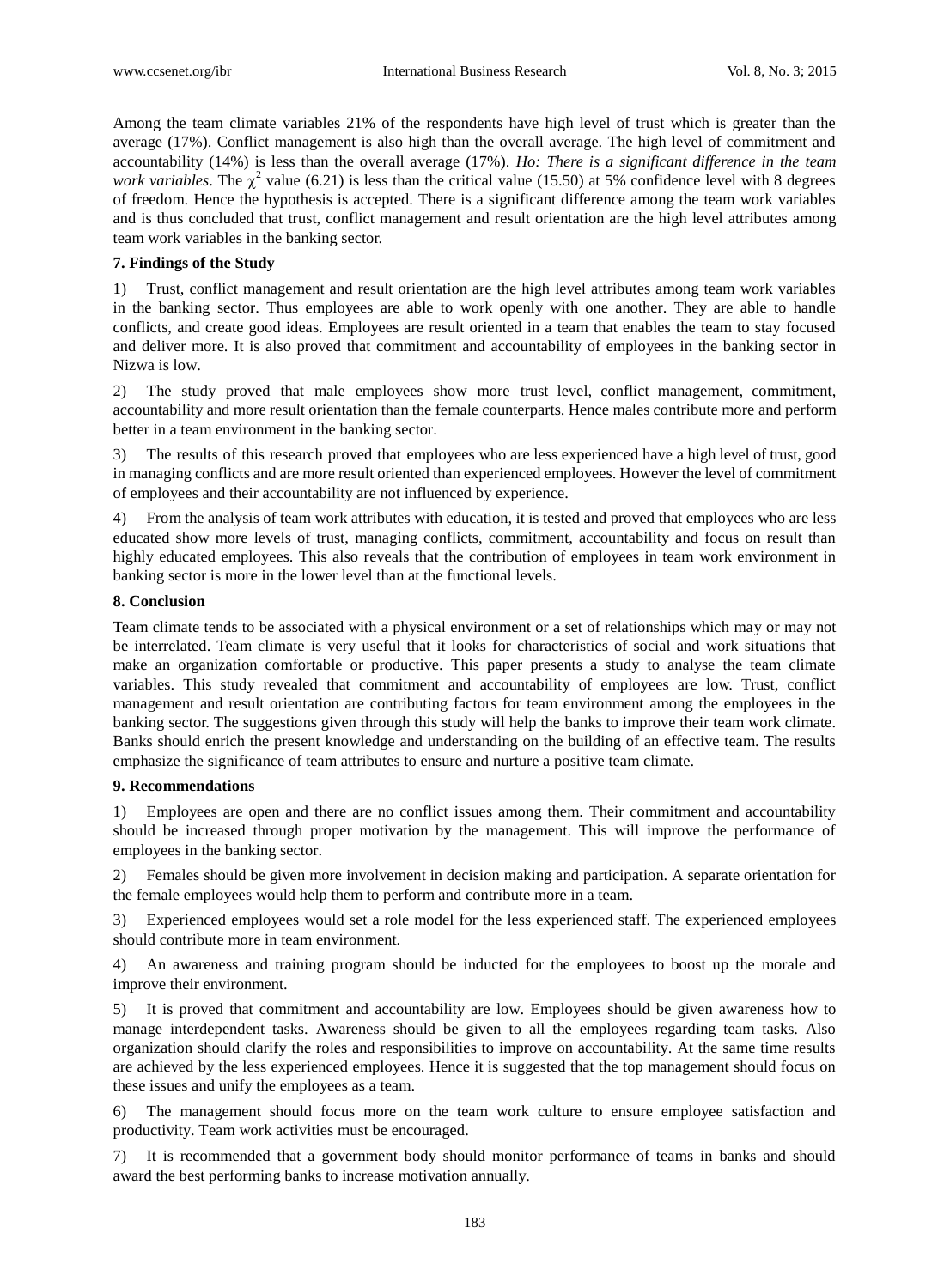Among the team climate variables 21% of the respondents have high level of trust which is greater than the average (17%). Conflict management is also high than the overall average. The high level of commitment and accountability (14%) is less than the overall average (17%). *Ho: There is a significant difference in the team work variables*. The $\chi^2$ value (6.21) is less than the critical value (15.50) at 5% confidence level with 8 degrees of freedom. Hence the hypothesis is accepted. There is a significant difference among the team work variables and is thus concluded that trust, conflict management and result orientation are the high level attributes among team work variables in the banking sector.

### 7. Findings of the Study

1) Trust, conflict management and result orientation are the high level attributes among team work variables in the banking sector. Thus employees are able to work openly with one another. They are able to handle conflicts, and create good ideas. Employees are result oriented in a team that enables the team to stay focused and deliver more. It is also proved that commitment and accountability of employees in the banking sector in Nizwa is low.

2) The study proved that male employees show more trust level, conflict management, commitment, accountability and more result orientation than the female counterparts. Hence males contribute more and perform better in a team environment in the banking sector.

3) The results of this research proved that employees who are less experienced have a high level of trust, good in managing conflicts and are more result oriented than experienced employees. However the level of commitment of employees and their accountability are not influenced by experience.

4) From the analysis of team work attributes with education, it is tested and proved that employees who are less educated show more levels of trust, managing conflicts, commitment, accountability and focus on result than highly educated employees. This also reveals that the contribution of employees in team work environment in banking sector is more in the lower level than at the functional levels.

### 8. Conclusion

Team climate tends to be associated with a physical environment or a set of relationships which may or may not be interrelated. Team climate is very useful that it looks for characteristics of social and work situations that make an organization comfortable or productive. This paper presents a study to analyse the team climate variables. This study revealed that commitment and accountability of employees are low. Trust, conflict management and result orientation are contributing factors for team environment among the employees in the banking sector. The suggestions given through this study will help the banks to improve their team work climate. Banks should enrich the present knowledge and understanding on the building of an effective team. The results emphasize the significance of team attributes to ensure and nurture a positive team climate.

### 9. Recommendations

1) Employees are open and there are no conflict issues among them. Their commitment and accountability should be increased through proper motivation by the management. This will improve the performance of employees in the banking sector.

2) Females should be given more involvement in decision making and participation. A separate orientation for the female employees would help them to perform and contribute more in a team.

3) Experienced employees would set a role model for the less experienced staff. The experienced employees should contribute more in team environment.

4) An awareness and training program should be inducted for the employees to boost up the morale and improve their environment.

5) It is proved that commitment and accountability are low. Employees should be given awareness how to manage interdependent tasks. Awareness should be given to all the employees regarding team tasks. Also organization should clarify the roles and responsibilities to improve on accountability. At the same time results are achieved by the less experienced employees. Hence it is suggested that the top management should focus on these issues and unify the employees as a team.

6) The management should focus more on the team work culture to ensure employee satisfaction and productivity. Team work activities must be encouraged.

7) It is recommended that a government body should monitor performance of teams in banks and should award the best performing banks to increase motivation annually.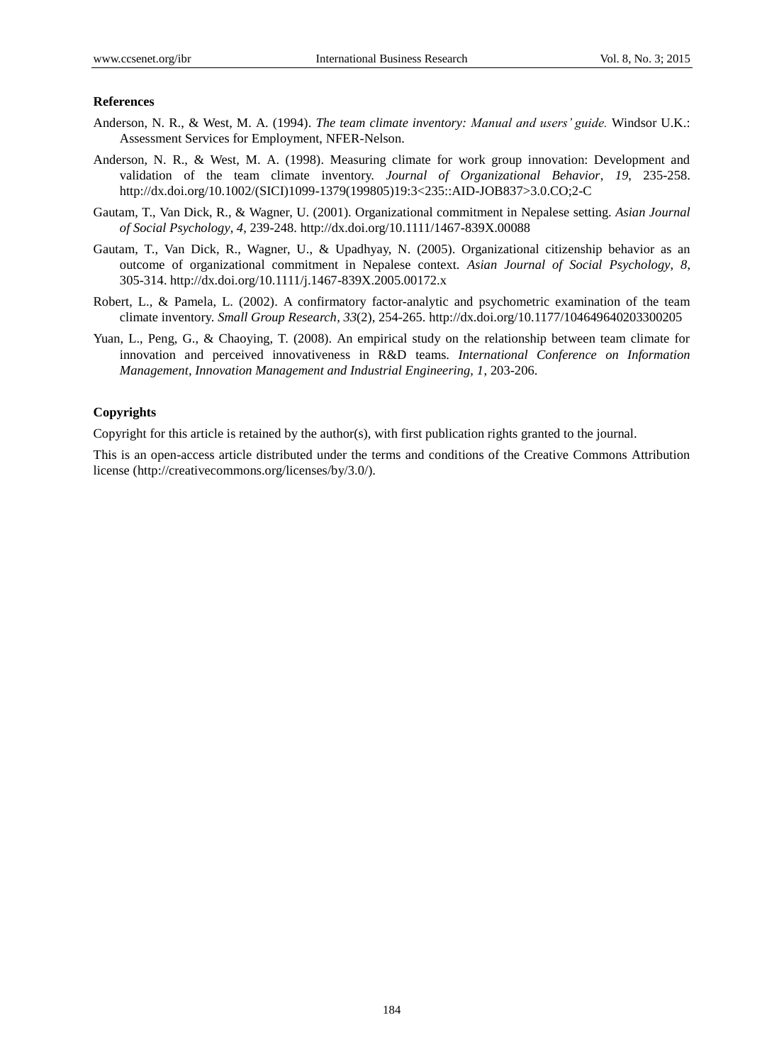**References**

Anderson, N. R., & West, M. A. (1994). *The team climate inventory: Manual and users' guide.* Windsor U.K.: Assessment Services for Employment, NFER-Nelson.

Anderson, N. R., & West, M. A. (1998). Measuring climate for work group innovation: Development and validation of the team climate inventory. *Journal of Organizational Behavior*, *19*, 235-258. http://dx.doi.org/10.1002/(SICI)1099-1379(199805)19:3<235::AID-JOB837>3.0.CO;2-C

Gautam, T., Van Dick, R., & Wagner, U. (2001). Organizational commitment in Nepalese setting. *Asian Journal of Social Psychology*, *4*, 239-248. http://dx.doi.org/10.1111/1467-839X.00088

Gautam, T., Van Dick, R., Wagner, U., & Upadhyay, N. (2005). Organizational citizenship behavior as an outcome of organizational commitment in Nepalese context. *Asian Journal of Social Psychology*, *8*, 305-314. http://dx.doi.org/10.1111/j.1467-839X.2005.00172.x

Robert, L., & Pamela, L. (2002). A confirmatory factor-analytic and psychometric examination of the team climate inventory. *Small Group Research*, *33*(2), 254-265. http://dx.doi.org/10.1177/104649640203300205

Yuan, L., Peng, G., & Chaoying, T. (2008). An empirical study on the relationship between team climate for innovation and perceived innovativeness in R&D teams. *International Conference on Information Management, Innovation Management and Industrial Engineering, 1*, 203-206.

**Copyrights**

Copyright for this article is retained by the author(s), with first publication rights granted to the journal.

This is an open-access article distributed under the terms and conditions of the Creative Commons Attribution license (http://creativecommons.org/licenses/by/3.0/).